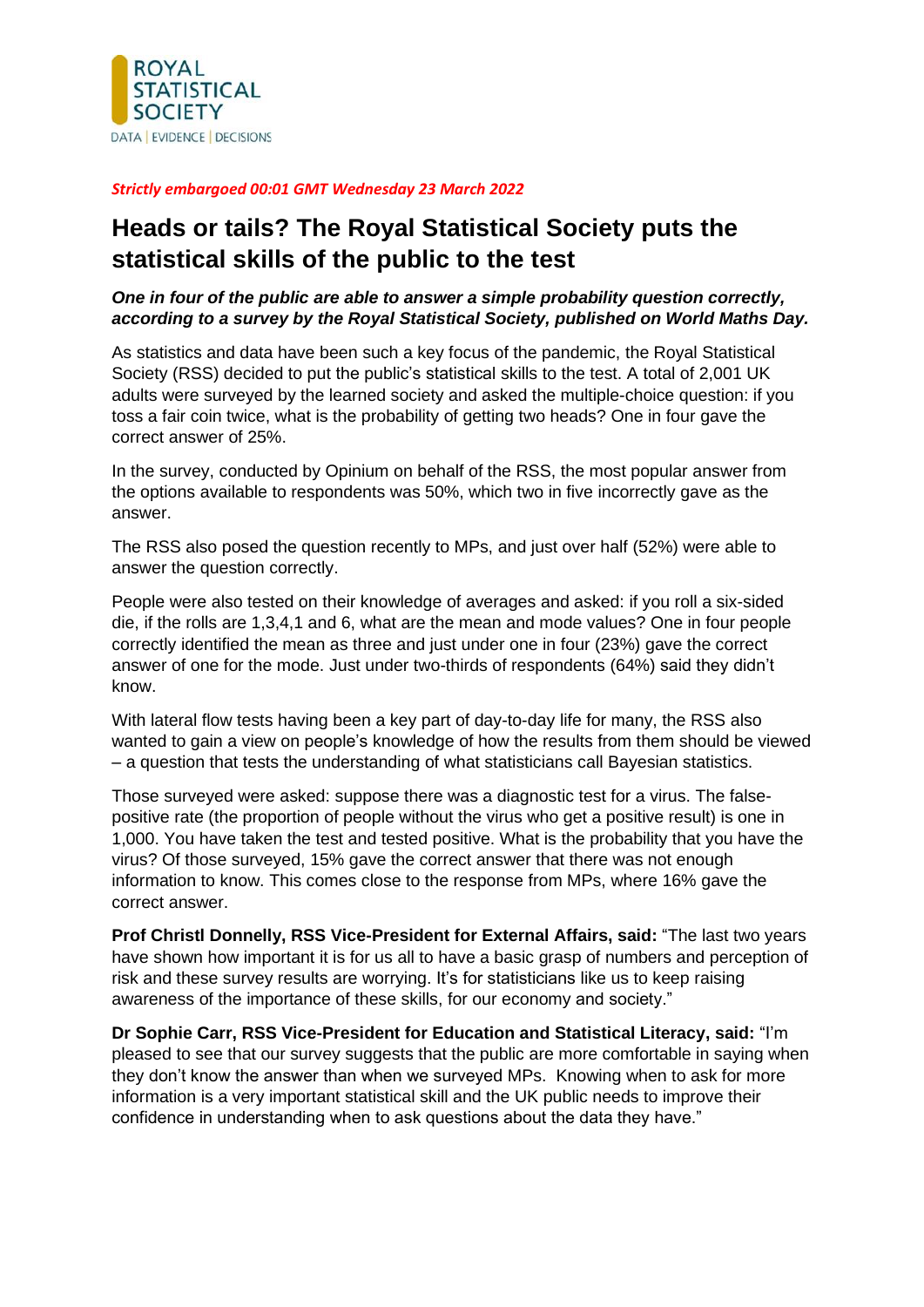ROYAL STATISTICAL SOCIETY

DATA | EVIDENCE | DECISIONS

***Strictly embargoed 00:01 GMT Wednesday 23 March 2022***

# Heads or tails? The Royal Statistical Society puts the statistical skills of the public to the test

***One in four of the public are able to answer a simple probability question correctly, according to a survey by the Royal Statistical Society, published on World Maths Day.***

As statistics and data have been such a key focus of the pandemic, the Royal Statistical Society (RSS) decided to put the public's statistical skills to the test. A total of 2,001 UK adults were surveyed by the learned society and asked the multiple-choice question: if you toss a fair coin twice, what is the probability of getting two heads? One in four gave the correct answer of 25%.

In the survey, conducted by Opinium on behalf of the RSS, the most popular answer from the options available to respondents was 50%, which two in five incorrectly gave as the answer.

The RSS also posed the question recently to MPs, and just over half (52%) were able to answer the question correctly.

People were also tested on their knowledge of averages and asked: if you roll a six-sided die, if the rolls are 1,3,4,1 and 6, what are the mean and mode values? One in four people correctly identified the mean as three and just under one in four (23%) gave the correct answer of one for the mode. Just under two-thirds of respondents (64%) said they didn't know.

With lateral flow tests having been a key part of day-to-day life for many, the RSS also wanted to gain a view on people's knowledge of how the results from them should be viewed – a question that tests the understanding of what statisticians call Bayesian statistics.

Those surveyed were asked: suppose there was a diagnostic test for a virus. The false-positive rate (the proportion of people without the virus who get a positive result) is one in 1,000. You have taken the test and tested positive. What is the probability that you have the virus? Of those surveyed, 15% gave the correct answer that there was not enough information to know. This comes close to the response from MPs, where 16% gave the correct answer.

**Prof Christl Donnelly, RSS Vice-President for External Affairs, said:** "The last two years have shown how important it is for us all to have a basic grasp of numbers and perception of risk and these survey results are worrying. It's for statisticians like us to keep raising awareness of the importance of these skills, for our economy and society."

**Dr Sophie Carr, RSS Vice-President for Education and Statistical Literacy, said:** "I'm pleased to see that our survey suggests that the public are more comfortable in saying when they don't know the answer than when we surveyed MPs. Knowing when to ask for more information is a very important statistical skill and the UK public needs to improve their confidence in understanding when to ask questions about the data they have."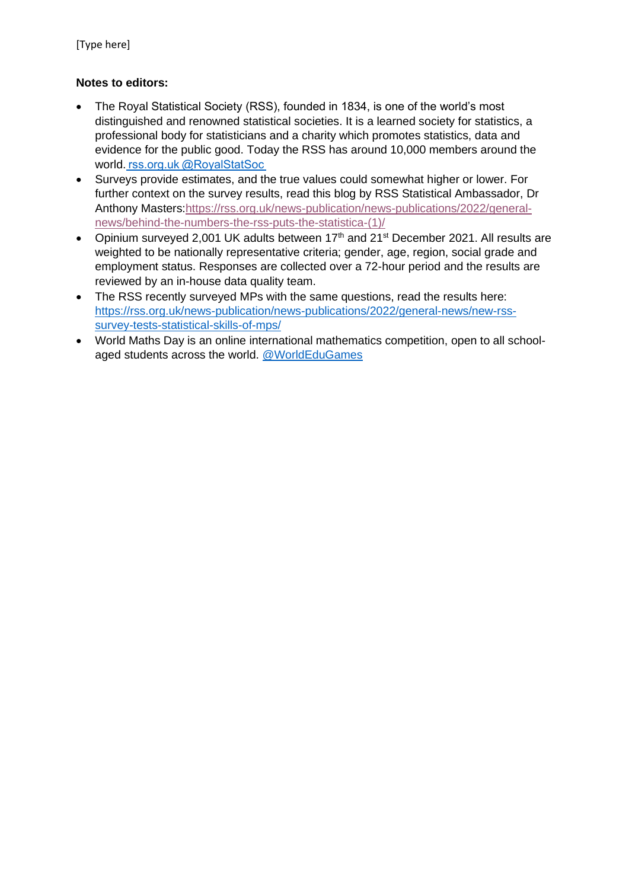**Notes to editors:**

- The Royal Statistical Society (RSS), founded in 1834, is one of the world's most distinguished and renowned statistical societies. It is a learned society for statistics, a professional body for statisticians and a charity which promotes statistics, data and evidence for the public good. Today the RSS has around 10,000 members around the world. rss.org.uk @RoyalStatSoc
- Surveys provide estimates, and the true values could somewhat higher or lower. For further context on the survey results, read this blog by RSS Statistical Ambassador, Dr Anthony Masters:https://rss.org.uk/news-publication/news-publications/2022/general-news/behind-the-numbers-the-rss-puts-the-statistica-(1)/
- Opinium surveyed 2,001 UK adults between 17th and 21st December 2021. All results are weighted to be nationally representative criteria; gender, age, region, social grade and employment status. Responses are collected over a 72-hour period and the results are reviewed by an in-house data quality team.
- The RSS recently surveyed MPs with the same questions, read the results here: https://rss.org.uk/news-publication/news-publications/2022/general-news/new-rss-survey-tests-statistical-skills-of-mps/
- World Maths Day is an online international mathematics competition, open to all school-aged students across the world. @WorldEduGames